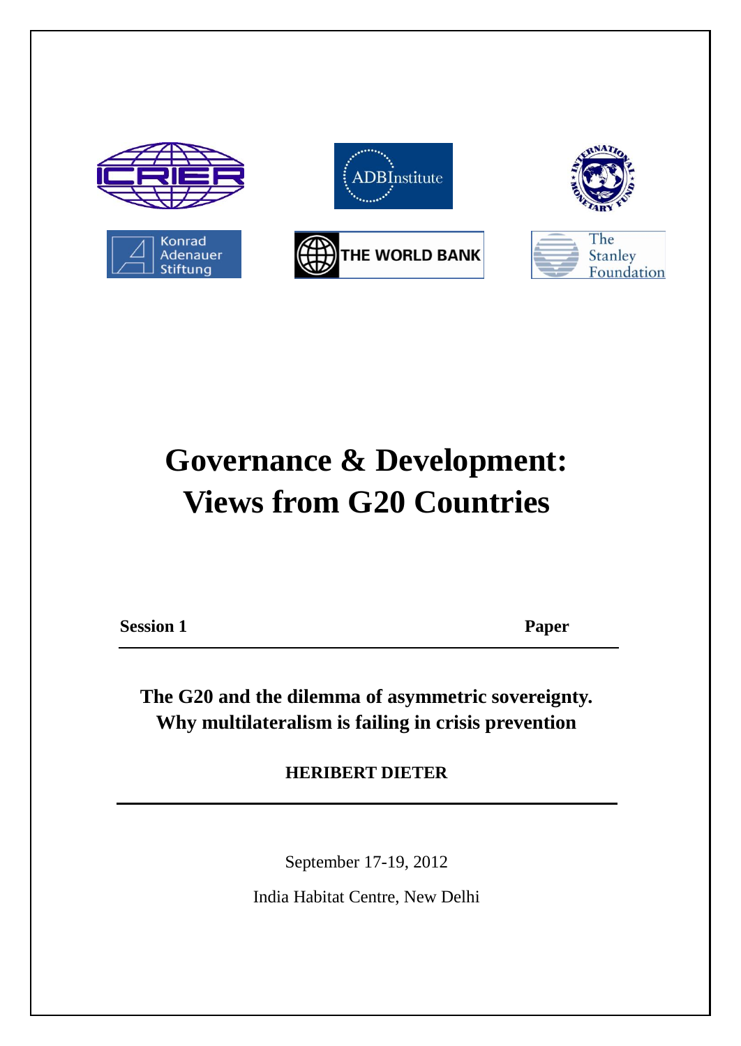# Governance & Development: Views from G20 Countries

**Session 1** **Paper**

**The G20 and the dilemma of asymmetric sovereignty. Why multilateralism is failing in crisis prevention**

**HERIBERT DIETER**

September 17-19, 2012

India Habitat Centre, New Delhi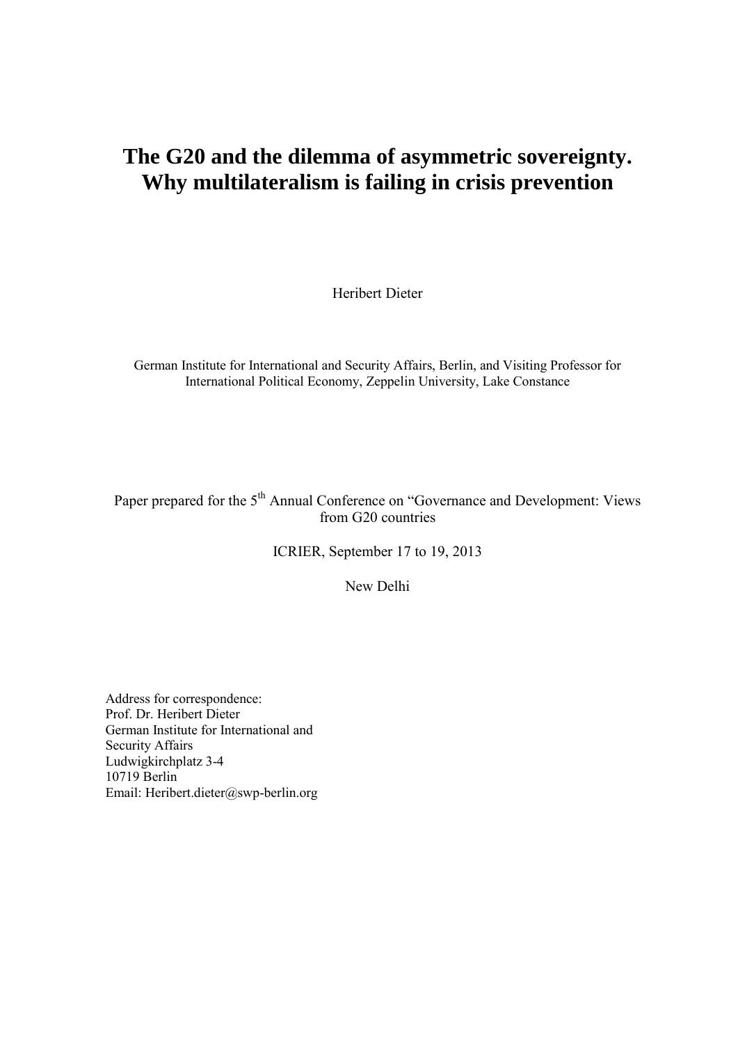# The G20 and the dilemma of asymmetric sovereignty. Why multilateralism is failing in crisis prevention

Heribert Dieter

German Institute for International and Security Affairs, Berlin, and Visiting Professor for International Political Economy, Zeppelin University, Lake Constance

Paper prepared for the 5th Annual Conference on "Governance and Development: Views from G20 countries

ICRIER, September 17 to 19, 2013

New Delhi

Address for correspondence:
Prof. Dr. Heribert Dieter
German Institute for International and Security Affairs
Ludwigkirchplatz 3-4
10719 Berlin
Email: Heribert.dieter@swp-berlin.org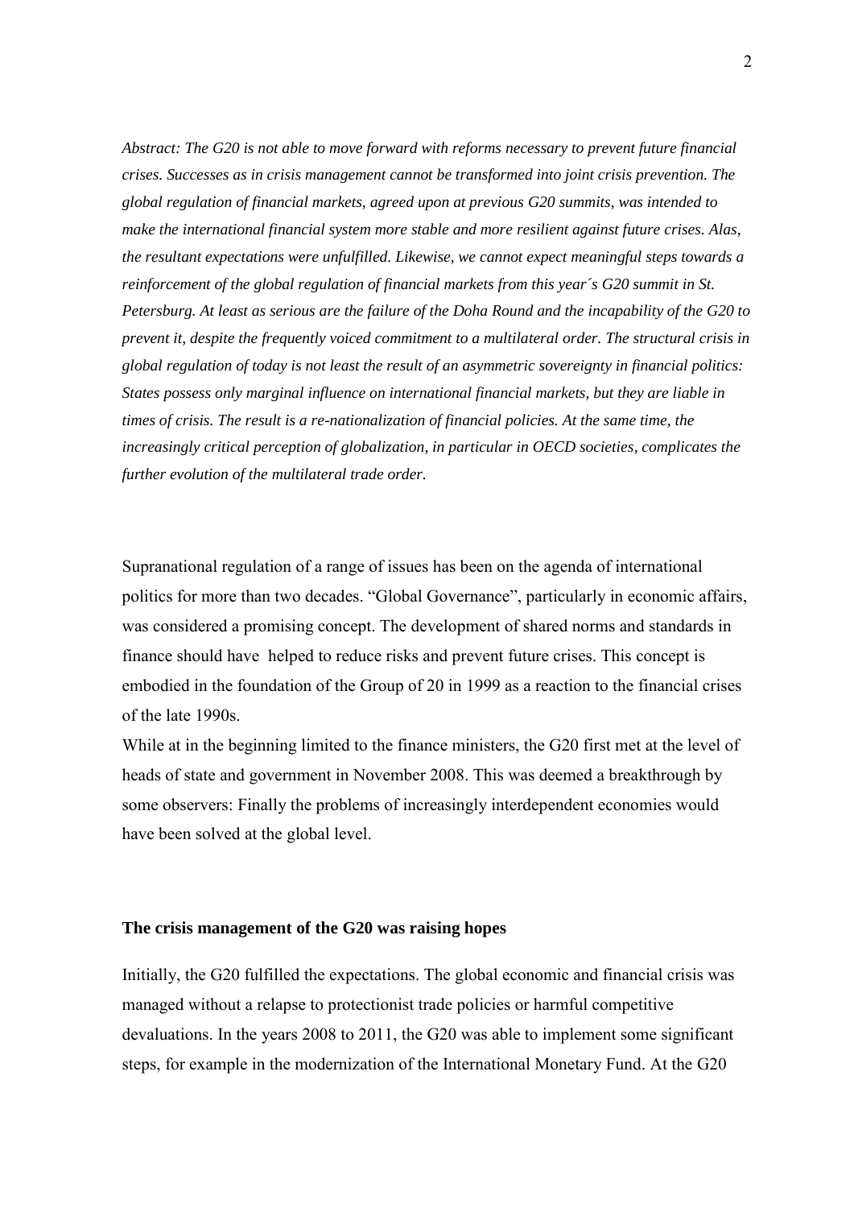*Abstract: The G20 is not able to move forward with reforms necessary to prevent future financial crises. Successes as in crisis management cannot be transformed into joint crisis prevention. The global regulation of financial markets, agreed upon at previous G20 summits, was intended to make the international financial system more stable and more resilient against future crises. Alas, the resultant expectations were unfulfilled. Likewise, we cannot expect meaningful steps towards a reinforcement of the global regulation of financial markets from this year´s G20 summit in St. Petersburg. At least as serious are the failure of the Doha Round and the incapability of the G20 to prevent it, despite the frequently voiced commitment to a multilateral order. The structural crisis in global regulation of today is not least the result of an asymmetric sovereignty in financial politics: States possess only marginal influence on international financial markets, but they are liable in times of crisis. The result is a re-nationalization of financial policies. At the same time, the increasingly critical perception of globalization, in particular in OECD societies, complicates the further evolution of the multilateral trade order.*

Supranational regulation of a range of issues has been on the agenda of international politics for more than two decades. "Global Governance", particularly in economic affairs, was considered a promising concept. The development of shared norms and standards in finance should have helped to reduce risks and prevent future crises. This concept is embodied in the foundation of the Group of 20 in 1999 as a reaction to the financial crises of the late 1990s.

While at in the beginning limited to the finance ministers, the G20 first met at the level of heads of state and government in November 2008. This was deemed a breakthrough by some observers: Finally the problems of increasingly interdependent economies would have been solved at the global level.

## The crisis management of the G20 was raising hopes

Initially, the G20 fulfilled the expectations. The global economic and financial crisis was managed without a relapse to protectionist trade policies or harmful competitive devaluations. In the years 2008 to 2011, the G20 was able to implement some significant steps, for example in the modernization of the International Monetary Fund. At the G20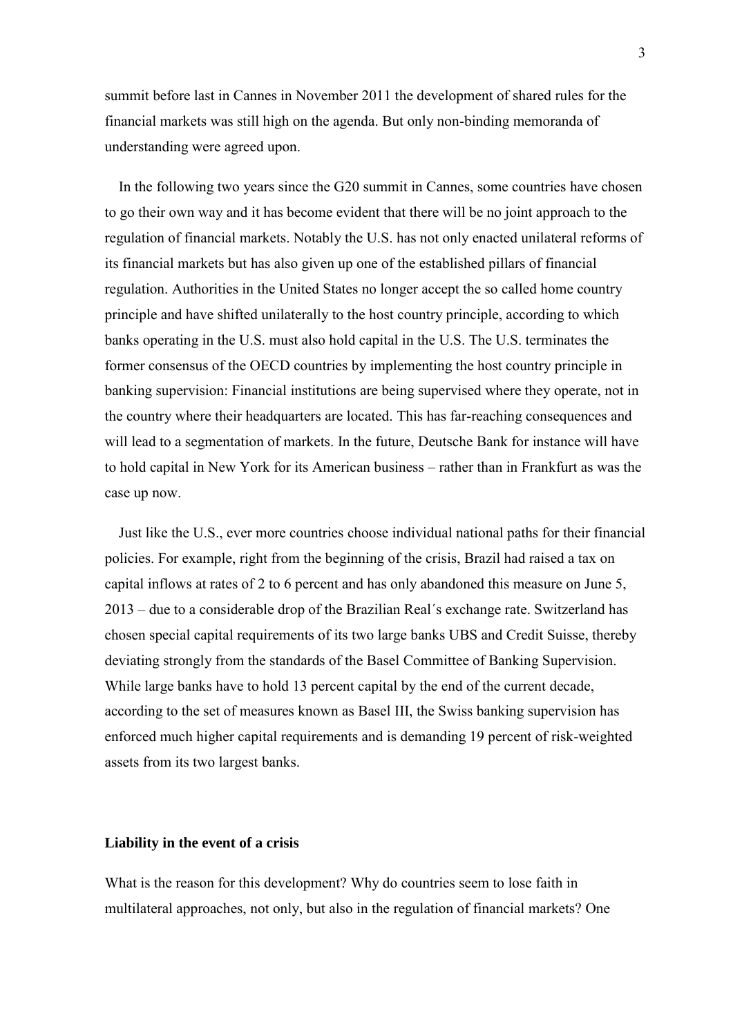summit before last in Cannes in November 2011 the development of shared rules for the financial markets was still high on the agenda. But only non-binding memoranda of understanding were agreed upon.

In the following two years since the G20 summit in Cannes, some countries have chosen to go their own way and it has become evident that there will be no joint approach to the regulation of financial markets. Notably the U.S. has not only enacted unilateral reforms of its financial markets but has also given up one of the established pillars of financial regulation. Authorities in the United States no longer accept the so called home country principle and have shifted unilaterally to the host country principle, according to which banks operating in the U.S. must also hold capital in the U.S. The U.S. terminates the former consensus of the OECD countries by implementing the host country principle in banking supervision: Financial institutions are being supervised where they operate, not in the country where their headquarters are located. This has far-reaching consequences and will lead to a segmentation of markets. In the future, Deutsche Bank for instance will have to hold capital in New York for its American business – rather than in Frankfurt as was the case up now.

Just like the U.S., ever more countries choose individual national paths for their financial policies. For example, right from the beginning of the crisis, Brazil had raised a tax on capital inflows at rates of 2 to 6 percent and has only abandoned this measure on June 5, 2013 – due to a considerable drop of the Brazilian Real´s exchange rate. Switzerland has chosen special capital requirements of its two large banks UBS and Credit Suisse, thereby deviating strongly from the standards of the Basel Committee of Banking Supervision. While large banks have to hold 13 percent capital by the end of the current decade, according to the set of measures known as Basel III, the Swiss banking supervision has enforced much higher capital requirements and is demanding 19 percent of risk-weighted assets from its two largest banks.

### Liability in the event of a crisis

What is the reason for this development? Why do countries seem to lose faith in multilateral approaches, not only, but also in the regulation of financial markets? One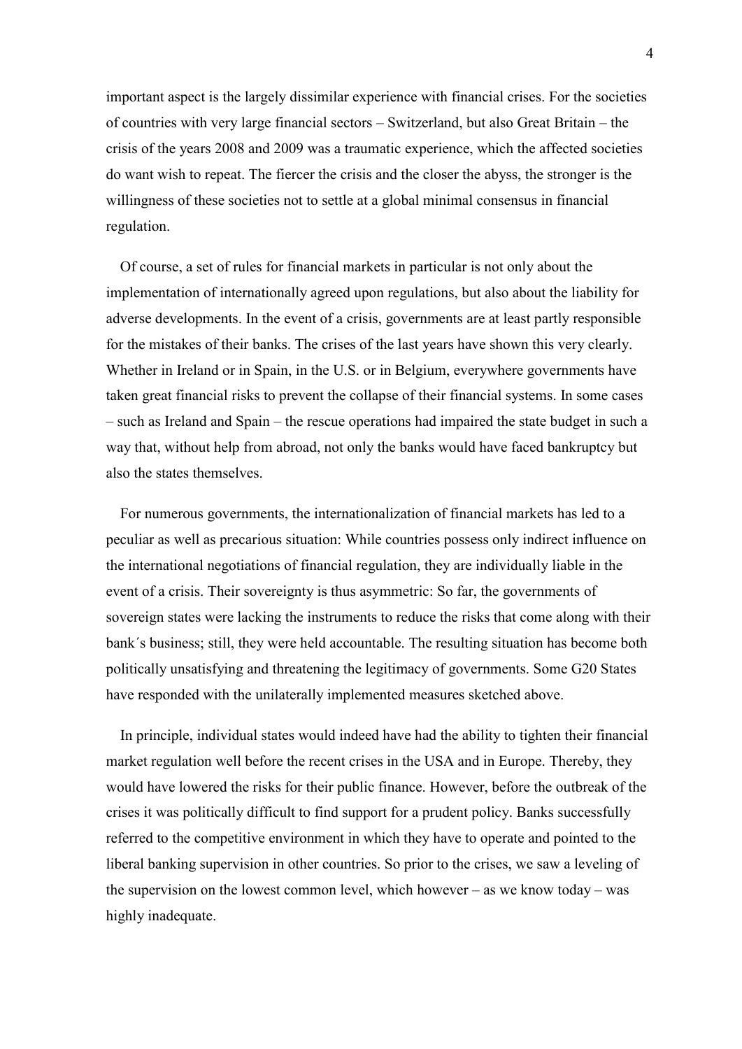important aspect is the largely dissimilar experience with financial crises. For the societies of countries with very large financial sectors – Switzerland, but also Great Britain – the crisis of the years 2008 and 2009 was a traumatic experience, which the affected societies do want wish to repeat. The fiercer the crisis and the closer the abyss, the stronger is the willingness of these societies not to settle at a global minimal consensus in financial regulation.

Of course, a set of rules for financial markets in particular is not only about the implementation of internationally agreed upon regulations, but also about the liability for adverse developments. In the event of a crisis, governments are at least partly responsible for the mistakes of their banks. The crises of the last years have shown this very clearly. Whether in Ireland or in Spain, in the U.S. or in Belgium, everywhere governments have taken great financial risks to prevent the collapse of their financial systems. In some cases – such as Ireland and Spain – the rescue operations had impaired the state budget in such a way that, without help from abroad, not only the banks would have faced bankruptcy but also the states themselves.

For numerous governments, the internationalization of financial markets has led to a peculiar as well as precarious situation: While countries possess only indirect influence on the international negotiations of financial regulation, they are individually liable in the event of a crisis. Their sovereignty is thus asymmetric: So far, the governments of sovereign states were lacking the instruments to reduce the risks that come along with their bank´s business; still, they were held accountable. The resulting situation has become both politically unsatisfying and threatening the legitimacy of governments. Some G20 States have responded with the unilaterally implemented measures sketched above.

In principle, individual states would indeed have had the ability to tighten their financial market regulation well before the recent crises in the USA and in Europe. Thereby, they would have lowered the risks for their public finance. However, before the outbreak of the crises it was politically difficult to find support for a prudent policy. Banks successfully referred to the competitive environment in which they have to operate and pointed to the liberal banking supervision in other countries. So prior to the crises, we saw a leveling of the supervision on the lowest common level, which however – as we know today – was highly inadequate.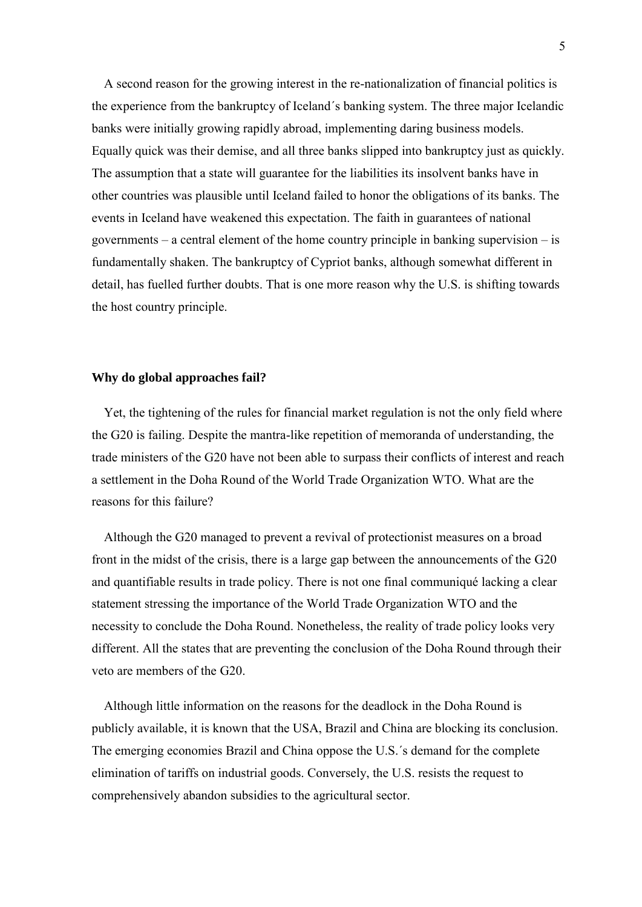A second reason for the growing interest in the re-nationalization of financial politics is the experience from the bankruptcy of Iceland´s banking system. The three major Icelandic banks were initially growing rapidly abroad, implementing daring business models. Equally quick was their demise, and all three banks slipped into bankruptcy just as quickly. The assumption that a state will guarantee for the liabilities its insolvent banks have in other countries was plausible until Iceland failed to honor the obligations of its banks. The events in Iceland have weakened this expectation. The faith in guarantees of national governments – a central element of the home country principle in banking supervision – is fundamentally shaken. The bankruptcy of Cypriot banks, although somewhat different in detail, has fuelled further doubts. That is one more reason why the U.S. is shifting towards the host country principle.

**Why do global approaches fail?**

Yet, the tightening of the rules for financial market regulation is not the only field where the G20 is failing. Despite the mantra-like repetition of memoranda of understanding, the trade ministers of the G20 have not been able to surpass their conflicts of interest and reach a settlement in the Doha Round of the World Trade Organization WTO. What are the reasons for this failure?

Although the G20 managed to prevent a revival of protectionist measures on a broad front in the midst of the crisis, there is a large gap between the announcements of the G20 and quantifiable results in trade policy. There is not one final communiqué lacking a clear statement stressing the importance of the World Trade Organization WTO and the necessity to conclude the Doha Round. Nonetheless, the reality of trade policy looks very different. All the states that are preventing the conclusion of the Doha Round through their veto are members of the G20.

Although little information on the reasons for the deadlock in the Doha Round is publicly available, it is known that the USA, Brazil and China are blocking its conclusion. The emerging economies Brazil and China oppose the U.S.´s demand for the complete elimination of tariffs on industrial goods. Conversely, the U.S. resists the request to comprehensively abandon subsidies to the agricultural sector.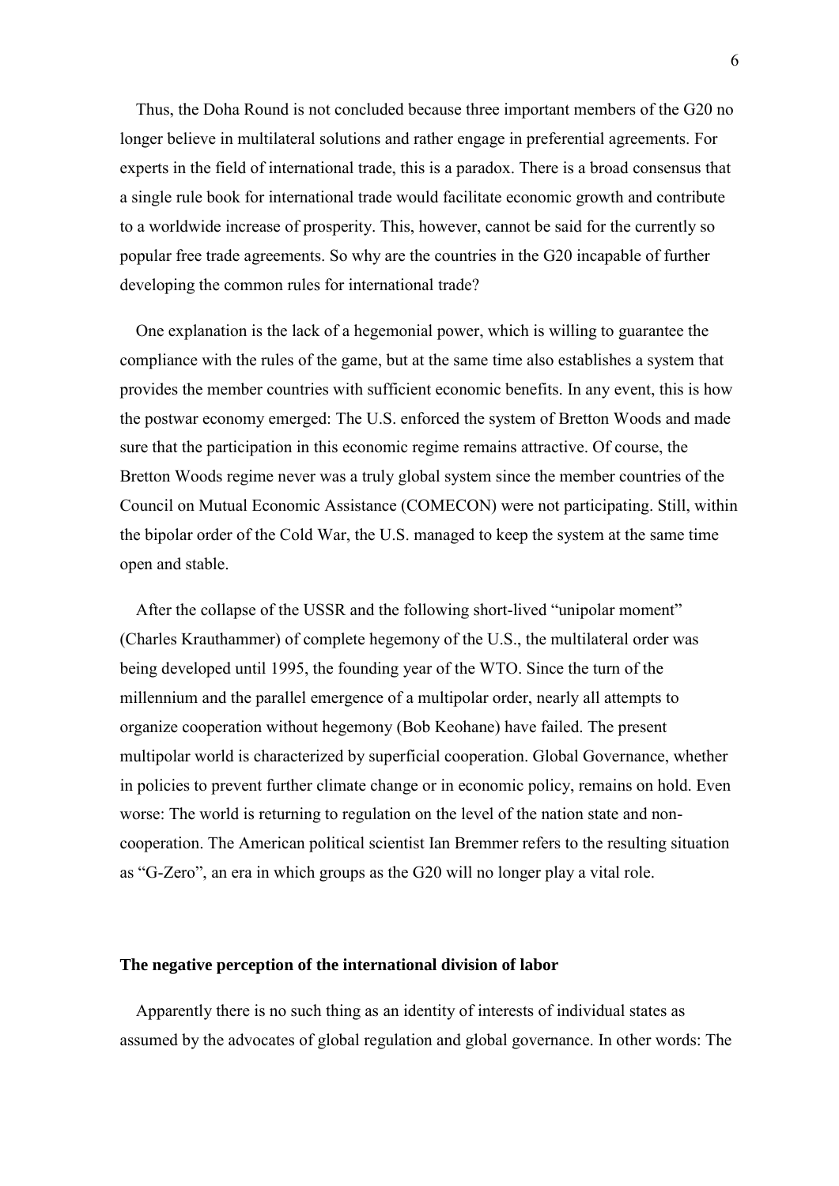Thus, the Doha Round is not concluded because three important members of the G20 no longer believe in multilateral solutions and rather engage in preferential agreements. For experts in the field of international trade, this is a paradox. There is a broad consensus that a single rule book for international trade would facilitate economic growth and contribute to a worldwide increase of prosperity. This, however, cannot be said for the currently so popular free trade agreements. So why are the countries in the G20 incapable of further developing the common rules for international trade?

One explanation is the lack of a hegemonial power, which is willing to guarantee the compliance with the rules of the game, but at the same time also establishes a system that provides the member countries with sufficient economic benefits. In any event, this is how the postwar economy emerged: The U.S. enforced the system of Bretton Woods and made sure that the participation in this economic regime remains attractive. Of course, the Bretton Woods regime never was a truly global system since the member countries of the Council on Mutual Economic Assistance (COMECON) were not participating. Still, within the bipolar order of the Cold War, the U.S. managed to keep the system at the same time open and stable.

After the collapse of the USSR and the following short-lived "unipolar moment" (Charles Krauthammer) of complete hegemony of the U.S., the multilateral order was being developed until 1995, the founding year of the WTO. Since the turn of the millennium and the parallel emergence of a multipolar order, nearly all attempts to organize cooperation without hegemony (Bob Keohane) have failed. The present multipolar world is characterized by superficial cooperation. Global Governance, whether in policies to prevent further climate change or in economic policy, remains on hold. Even worse: The world is returning to regulation on the level of the nation state and non-cooperation. The American political scientist Ian Bremmer refers to the resulting situation as "G-Zero", an era in which groups as the G20 will no longer play a vital role.

**The negative perception of the international division of labor**

Apparently there is no such thing as an identity of interests of individual states as assumed by the advocates of global regulation and global governance. In other words: The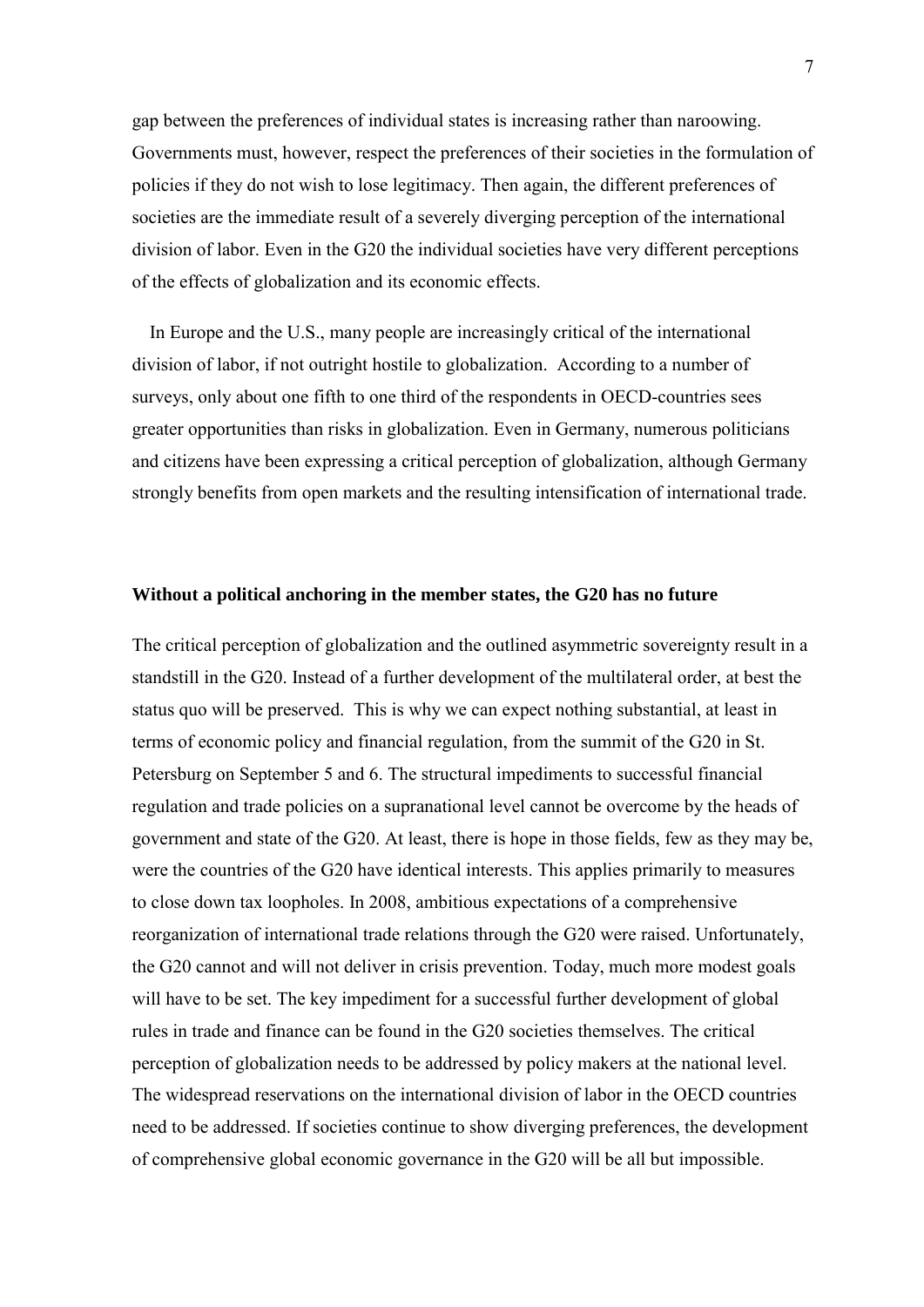gap between the preferences of individual states is increasing rather than naroowing. Governments must, however, respect the preferences of their societies in the formulation of policies if they do not wish to lose legitimacy. Then again, the different preferences of societies are the immediate result of a severely diverging perception of the international division of labor. Even in the G20 the individual societies have very different perceptions of the effects of globalization and its economic effects.

In Europe and the U.S., many people are increasingly critical of the international division of labor, if not outright hostile to globalization. According to a number of surveys, only about one fifth to one third of the respondents in OECD-countries sees greater opportunities than risks in globalization. Even in Germany, numerous politicians and citizens have been expressing a critical perception of globalization, although Germany strongly benefits from open markets and the resulting intensification of international trade.

**Without a political anchoring in the member states, the G20 has no future**

The critical perception of globalization and the outlined asymmetric sovereignty result in a standstill in the G20. Instead of a further development of the multilateral order, at best the status quo will be preserved. This is why we can expect nothing substantial, at least in terms of economic policy and financial regulation, from the summit of the G20 in St. Petersburg on September 5 and 6. The structural impediments to successful financial regulation and trade policies on a supranational level cannot be overcome by the heads of government and state of the G20. At least, there is hope in those fields, few as they may be, were the countries of the G20 have identical interests. This applies primarily to measures to close down tax loopholes. In 2008, ambitious expectations of a comprehensive reorganization of international trade relations through the G20 were raised. Unfortunately, the G20 cannot and will not deliver in crisis prevention. Today, much more modest goals will have to be set. The key impediment for a successful further development of global rules in trade and finance can be found in the G20 societies themselves. The critical perception of globalization needs to be addressed by policy makers at the national level. The widespread reservations on the international division of labor in the OECD countries need to be addressed. If societies continue to show diverging preferences, the development of comprehensive global economic governance in the G20 will be all but impossible.